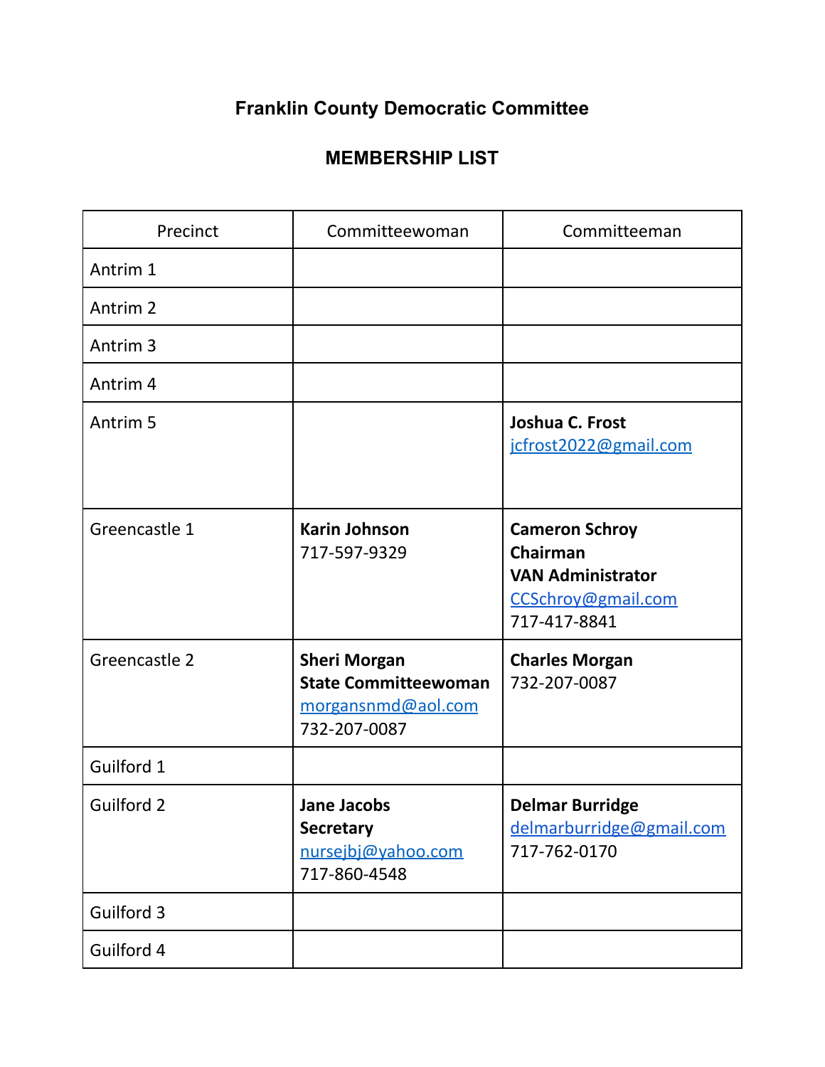# Franklin County Democratic Committee

## MEMBERSHIP LIST

| Precinct | Committeewoman | Committeeman |
|---|---|---|
| Antrim 1 | | |
| Antrim 2 | | |
| Antrim 3 | | |
| Antrim 4 | | |
| Antrim 5 | | **Joshua C. Frost**<br>jcfrost2022@gmail.com |
| Greencastle 1 | **Karin Johnson**<br>717-597-9329 | **Cameron Schroy**<br>**Chairman**<br>**VAN Administrator**<br>CCSchroy@gmail.com<br>717-417-8841 |
| Greencastle 2 | **Sheri Morgan**<br>**State Committeewoman**<br>morgansnmd@aol.com<br>732-207-0087 | **Charles Morgan**<br>732-207-0087 |
| Guilford 1 | | |
| Guilford 2 | **Jane Jacobs**<br>**Secretary**<br>nursejbj@yahoo.com<br>717-860-4548 | **Delmar Burridge**<br>delmarburridge@gmail.com<br>717-762-0170 |
| Guilford 3 | | |
| Guilford 4 | | |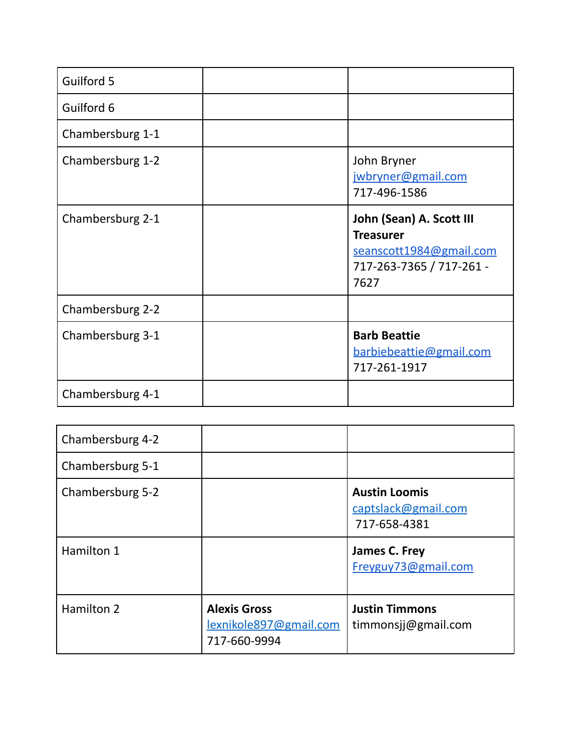| | | |
|---|---|---|
| Guilford 5 | | |
| Guilford 6 | | |
| Chambersburg 1-1 | | |
| Chambersburg 1-2 | | John Bryner<br>jwbryner@gmail.com<br>717-496-1586 |
| Chambersburg 2-1 | | **John (Sean) A. Scott III**<br>**Treasurer**<br>seanscott1984@gmail.com<br>717-263-7365 / 717-261 - 7627 |
| Chambersburg 2-2 | | |
| Chambersburg 3-1 | | **Barb Beattie**<br>barbiebeattie@gmail.com<br>717-261-1917 |
| Chambersburg 4-1 | | |
| Chambersburg 4-2 | | |
| Chambersburg 5-1 | | |
| Chambersburg 5-2 | | **Austin Loomis**<br>captslack@gmail.com<br>717-658-4381 |
| Hamilton 1 | | **James C. Frey**<br>Freyguy73@gmail.com |
| Hamilton 2 | **Alexis Gross**<br>lexnikole897@gmail.com<br>717-660-9994 | **Justin Timmons**<br>timmonsjj@gmail.com |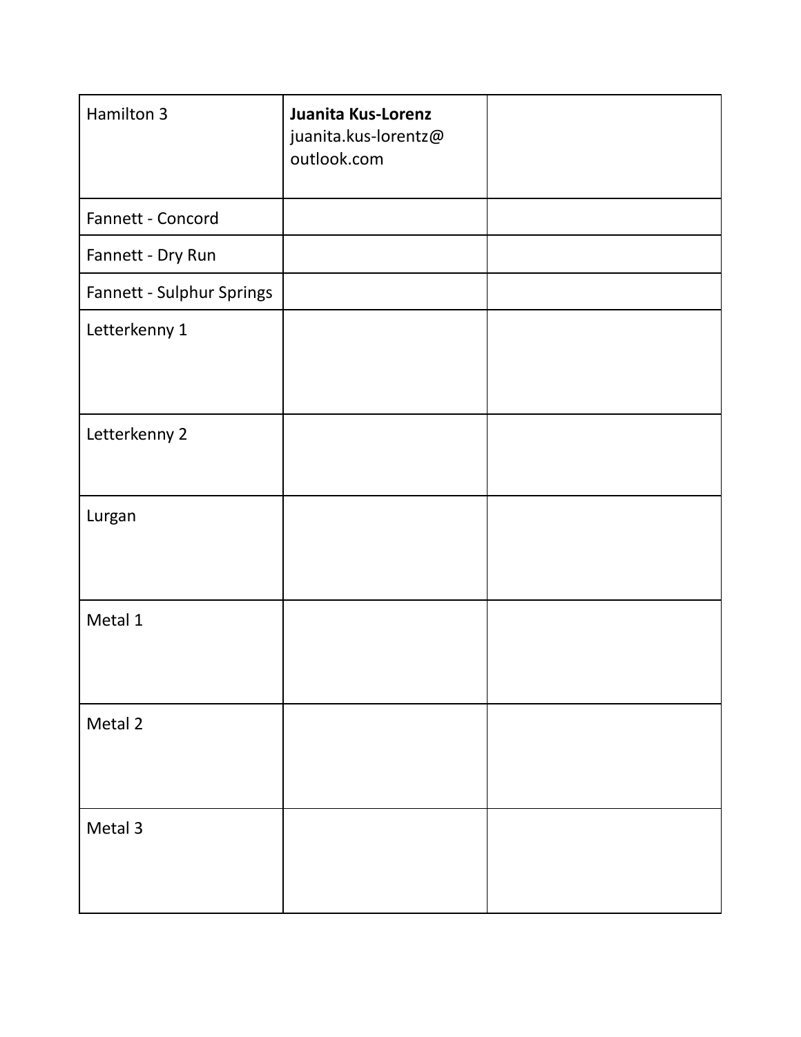| Hamilton 3 | **Juanita Kus-Lorenz** juanita.kus-lorentz@ outlook.com | |
|---|---|---|
| Fannett - Concord | | |
| Fannett - Dry Run | | |
| Fannett - Sulphur Springs | | |
| Letterkenny 1 | | |
| Letterkenny 2 | | |
| Lurgan | | |
| Metal 1 | | |
| Metal 2 | | |
| Metal 3 | | |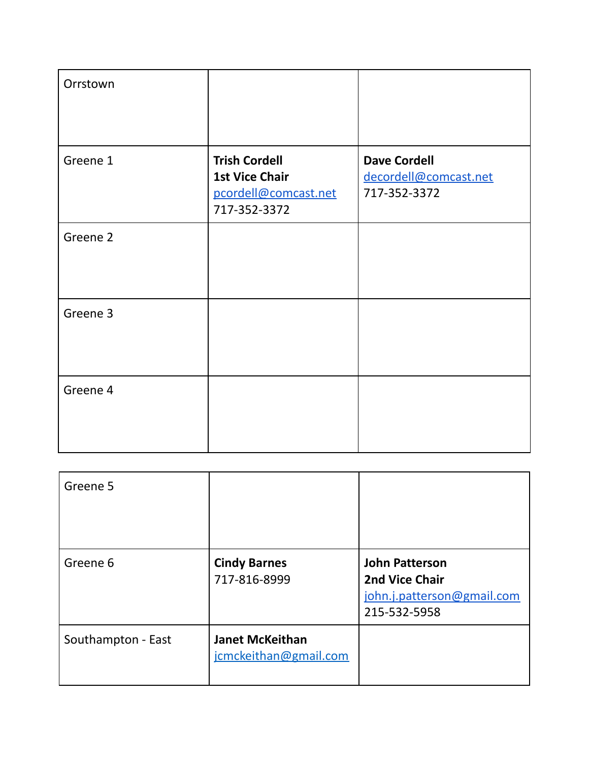| | | |
|---|---|---|
| Orrstown | | |
| Greene 1 | **Trish Cordell**<br>**1st Vice Chair**<br>pcordell@comcast.net<br>717-352-3372 | **Dave Cordell**<br>decordell@comcast.net<br>717-352-3372 |
| Greene 2 | | |
| Greene 3 | | |
| Greene 4 | | |
| Greene 5 | | |
| Greene 6 | **Cindy Barnes**<br>717-816-8999 | **John Patterson**<br>**2nd Vice Chair**<br>john.j.patterson@gmail.com<br>215-532-5958 |
| Southampton - East | **Janet McKeithan**<br>jcmckeithan@gmail.com | |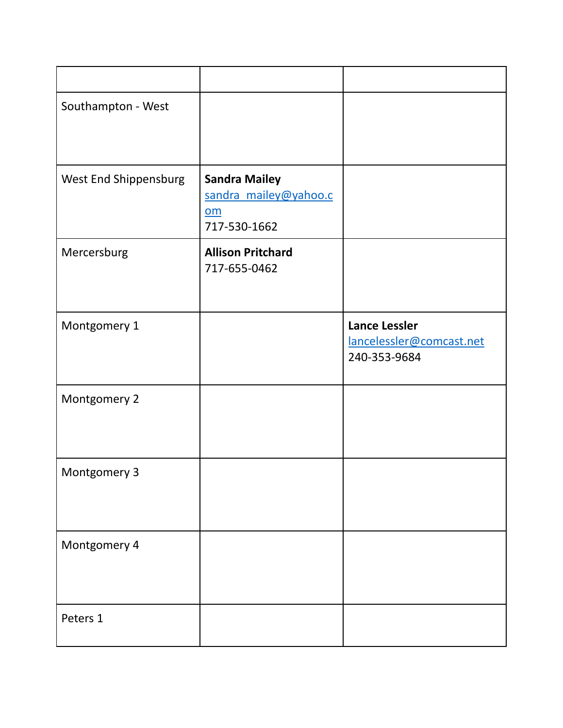| | | |
|---|---|---|
| Southampton - West | | |
| West End Shippensburg | **Sandra Mailey** sandra_mailey@yahoo.com 717-530-1662 | |
| Mercersburg | **Allison Pritchard** 717-655-0462 | |
| Montgomery 1 | | **Lance Lessler** lancelessler@comcast.net 240-353-9684 |
| Montgomery 2 | | |
| Montgomery 3 | | |
| Montgomery 4 | | |
| Peters 1 | | |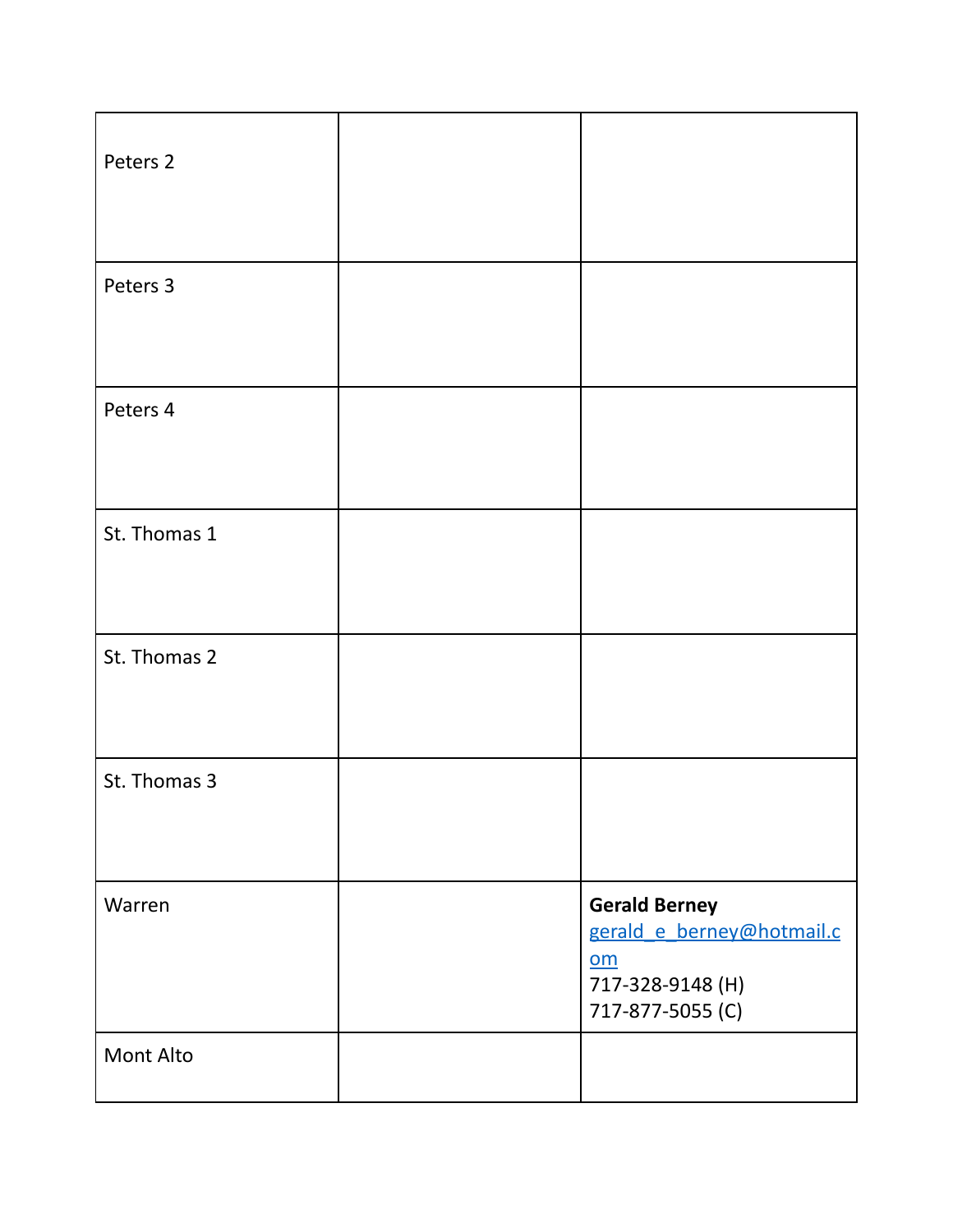| | | |
|---|---|---|
| Peters 2 | | |
| Peters 3 | | |
| Peters 4 | | |
| St. Thomas 1 | | |
| St. Thomas 2 | | |
| St. Thomas 3 | | |
| Warren | | **Gerald Berney**<br>gerald_e_berney@hotmail.com<br>717-328-9148 (H)<br>717-877-5055 (C) |
| Mont Alto | | |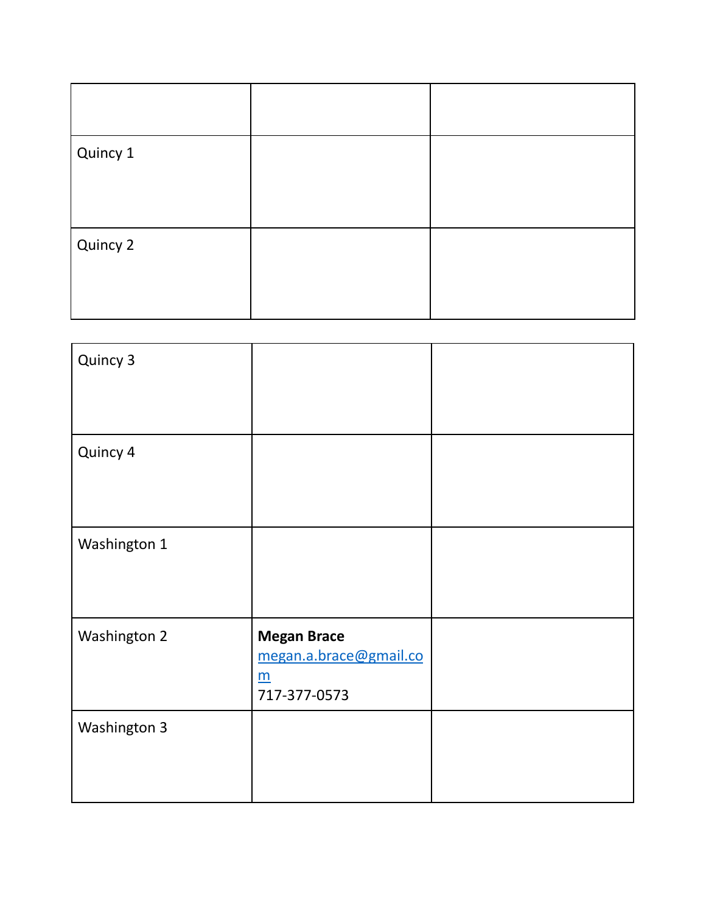| | | |
|---|---|---|
| Quincy 1 | | |
| Quincy 2 | | |

| | | |
|---|---|---|
| Quincy 3 | | |
| Quincy 4 | | |
| Washington 1 | | |
| Washington 2 | **Megan Brace** megan.a.brace@gmail.com 717-377-0573 | |
| Washington 3 | | |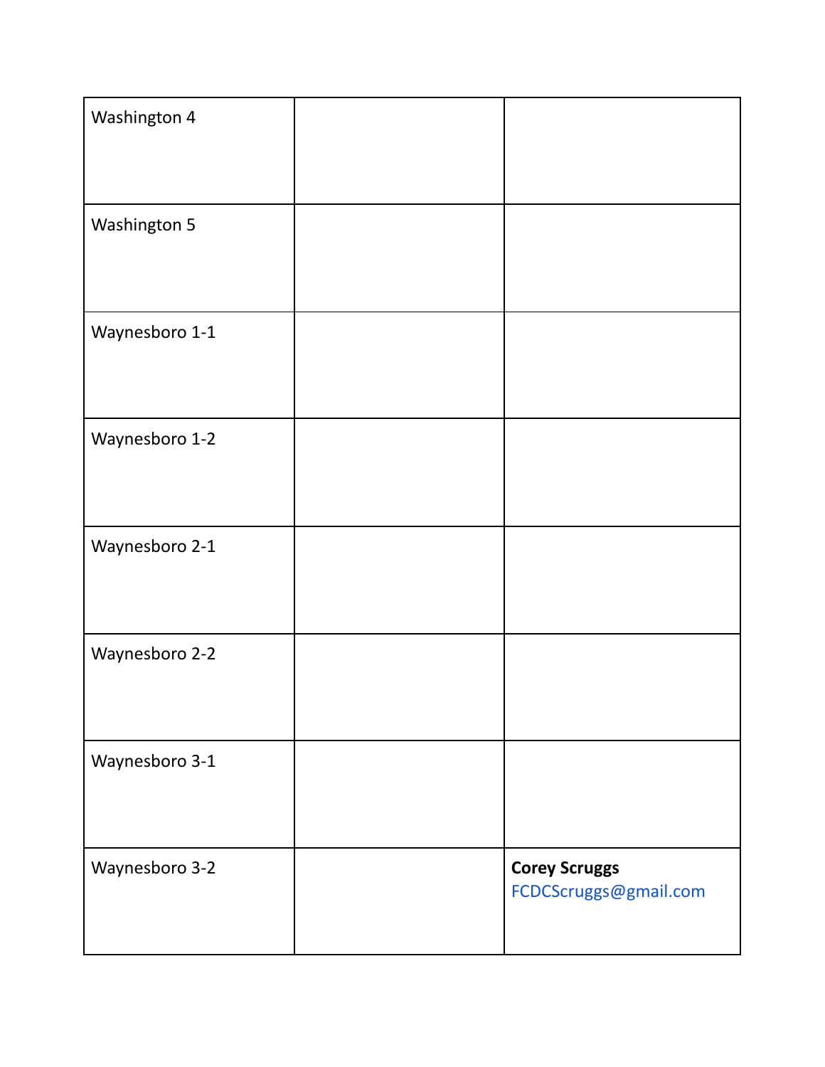| | | |
|---|---|---|
| Washington 4 | | |
| Washington 5 | | |
| Waynesboro 1-1 | | |
| Waynesboro 1-2 | | |
| Waynesboro 2-1 | | |
| Waynesboro 2-2 | | |
| Waynesboro 3-1 | | |
| Waynesboro 3-2 | | **Corey Scruggs** FCDCScruggs@gmail.com |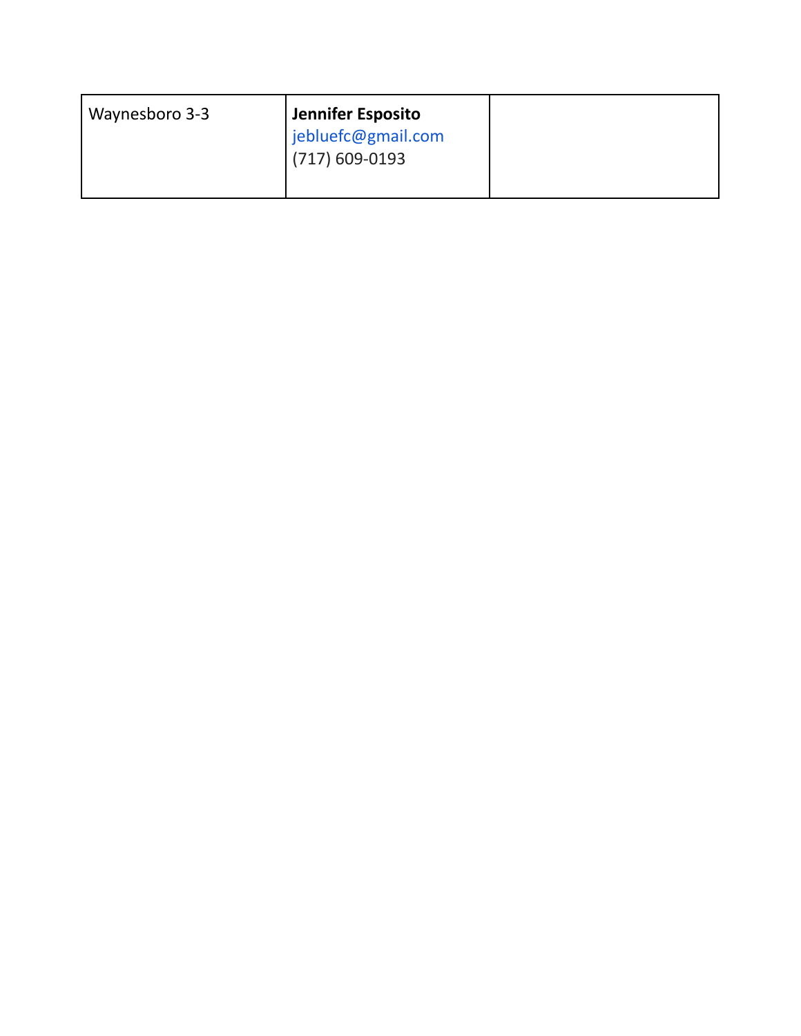| | | |
|---|---|---|
| Waynesboro 3-3 | **Jennifer Esposito**<br>jebluefc@gmail.com<br>(717) 609-0193 | |